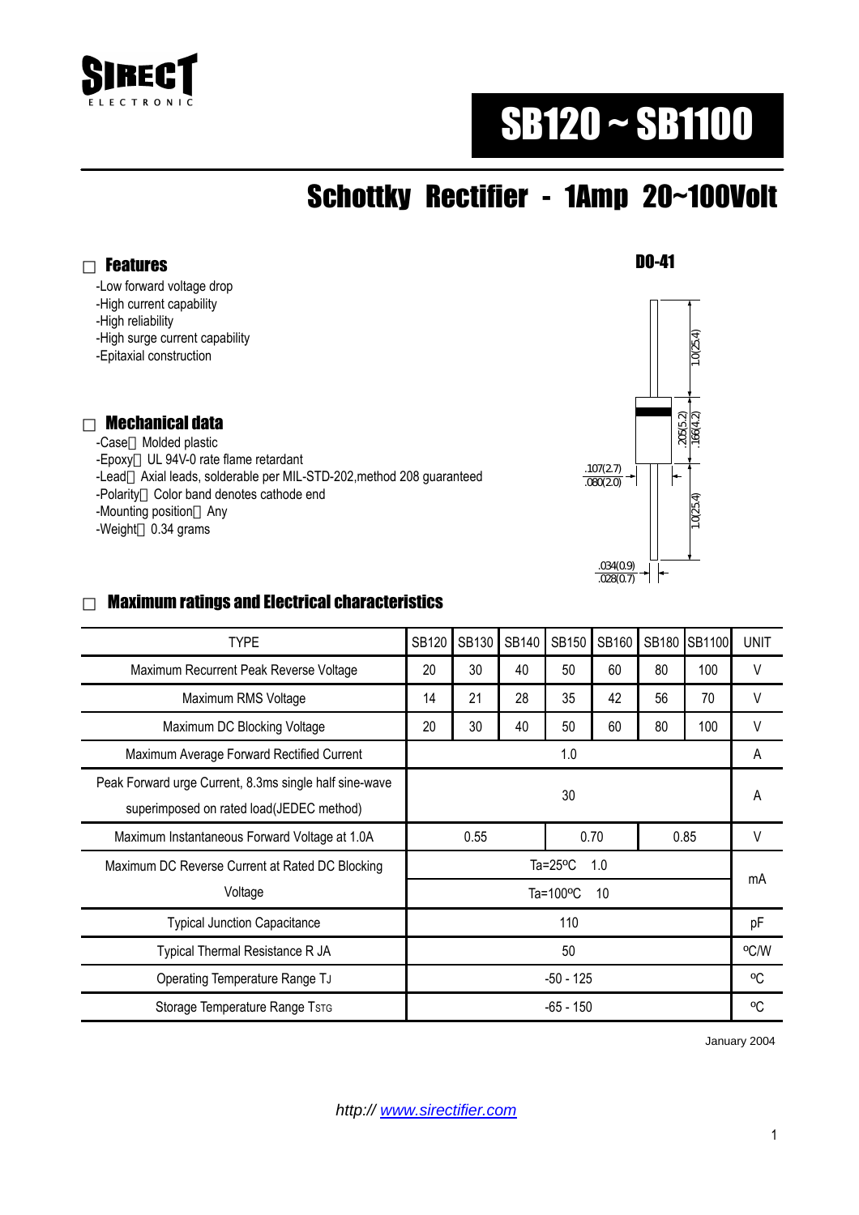SIRECT ELECTRONIC

# SB120 ~ SB1100

## Schottky Rectifier - 1Amp 20~100Volt

### Features

- -Low forward voltage drop
- -High current capability
- -High reliability
- -High surge current capability
- -Epitaxial construction

DO-41

1.0(25.4)

.205(5.2)
.166(4.2)

.107(2.7)
.080(2.0)

1.0(25.4)

.034(0.9)
.028(0.7)

### Mechanical data

- -Case：Molded plastic
- -Epoxy：UL 94V-0 rate flame retardant
- -Lead：Axial leads, solderable per MIL-STD-202,method 208 guaranteed
- -Polarity：Color band denotes cathode end
- -Mounting position：Any
- -Weight：0.34 grams

### Maximum ratings and Electrical characteristics

| TYPE | SB120 | SB130 | SB140 | SB150 | SB160 | SB180 | SB1100 | UNIT |
|---|---|---|---|---|---|---|---|---|
| Maximum Recurrent Peak Reverse Voltage | 20 | 30 | 40 | 50 | 60 | 80 | 100 | V |
| Maximum RMS Voltage | 14 | 21 | 28 | 35 | 42 | 56 | 70 | V |
| Maximum DC Blocking Voltage | 20 | 30 | 40 | 50 | 60 | 80 | 100 | V |
| Maximum Average Forward Rectified Current | 1.0 | | | | | | | A |
| Peak Forward urge Current, 8.3ms single half sine-wave superimposed on rated load(JEDEC method) | 30 | | | | | | | A |
| Maximum Instantaneous Forward Voltage at 1.0A | 0.55 | | | 0.70 | | 0.85 | | V |
| Maximum DC Reverse Current at Rated DC Blocking Voltage | Ta=25ºC 1.0 | | | | | | | mA |
| | Ta=100ºC 10 | | | | | | | mA |
| Typical Junction Capacitance | 110 | | | | | | | pF |
| Typical Thermal Resistance R JA | 50 | | | | | | | ºC/W |
| Operating Temperature Range $T_J$ | -50 - 125 | | | | | | | ºC |
| Storage Temperature Range $T_{STG}$ | -65 - 150 | | | | | | | ºC |

January 2004

http:// www.sirectifier.com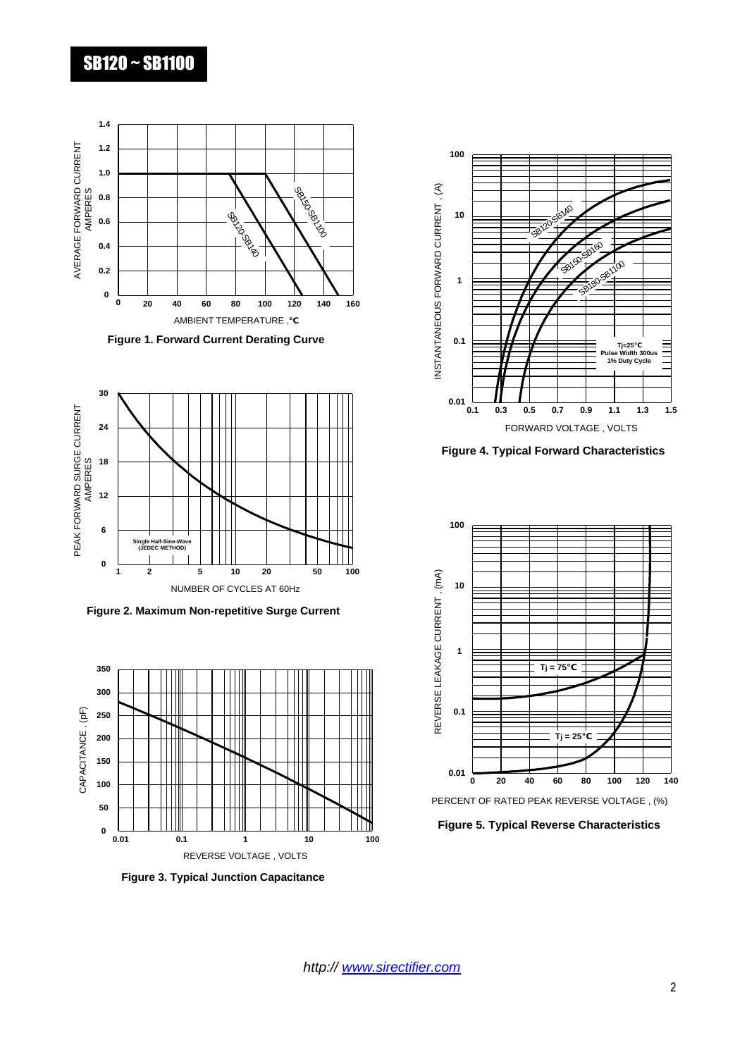1.4
1.2
1.0
0.8
0.6
0.4
0.2
0

AVERAGE FORWARD CURRENT AMPERES

0 20 40 60 80 100 120 140 160

AMBIENT TEMPERATURE ,°C

SB150-SB1100

SB120-SB140

**Figure 1. Forward Current Derating Curve**

30
24
18
12
6
0

PEAK FORWARD SURGE CURRENT AMPERES

1 2 5 10 20 50 100

NUMBER OF CYCLES AT 60Hz

Single Half-Sine-Wave (JEDEC METHOD)

**Figure 2. Maximum Non-repetitive Surge Current**

350
300
250
200
150
100
50
0

CAPACITANCE , (pF)

0.01 0.1 1 10 100

REVERSE VOLTAGE , VOLTS

**Figure 3. Typical Junction Capacitance**

100
10
1
0.1
0.01

INSTANTANEOUS FORWARD CURRENT , (A)

0.1 0.3 0.5 0.7 0.9 1.1 1.3 1.5

FORWARD VOLTAGE , VOLTS

SB120-SB140

SB150-SB160

SB180-SB1100

Tj=25°C
Pulse Width 300us
1% Duty Cycle

**Figure 4. Typical Forward Characteristics**

100
10
1
0.1
0.01

REVERSE LEAKAGE CURRENT , (mA)

0 20 40 60 80 100 120 140

PERCENT OF RATED PEAK REVERSE VOLTAGE , (%)

Tj = 75°C

Tj = 25°C

**Figure 5. Typical Reverse Characteristics**